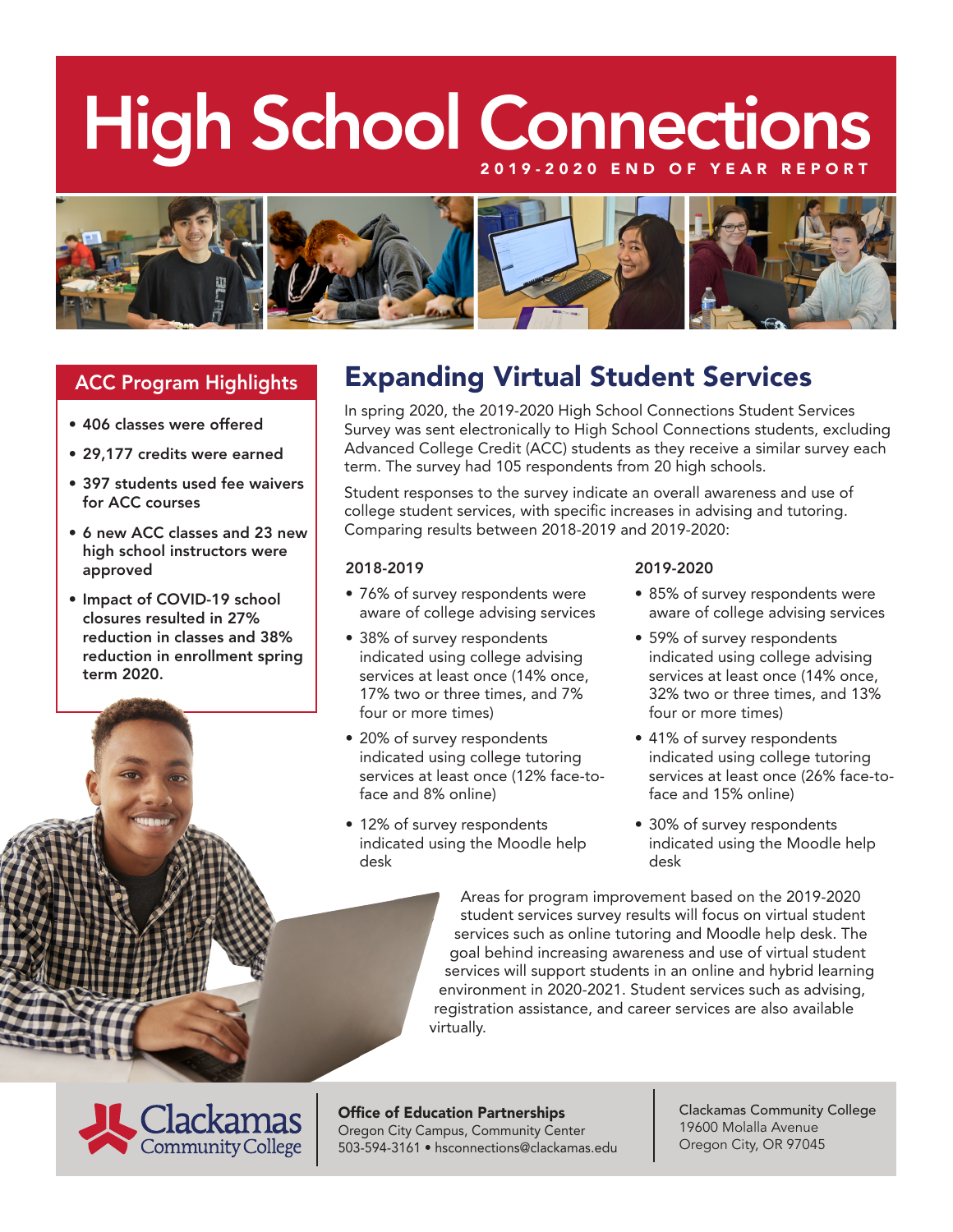# High School Connections

2019-2020 END OF YEAR REPORT

## ACC Program Highlights

- **406 classes were offered**
- **29,177 credits were earned**
- **397 students used fee waivers for ACC courses**
- **6 new ACC classes and 23 new high school instructors were approved**
- **Impact of COVID-19 school closures resulted in 27% reduction in classes and 38% reduction in enrollment spring term 2020.**

## Expanding Virtual Student Services

In spring 2020, the 2019-2020 High School Connections Student Services Survey was sent electronically to High School Connections students, excluding Advanced College Credit (ACC) students as they receive a similar survey each term. The survey had 105 respondents from 20 high schools.

Student responses to the survey indicate an overall awareness and use of college student services, with specific increases in advising and tutoring. Comparing results between 2018-2019 and 2019-2020:

### 2018-2019

- 76% of survey respondents were aware of college advising services
- 38% of survey respondents indicated using college advising services at least once (14% once, 17% two or three times, and 7% four or more times)
- 20% of survey respondents indicated using college tutoring services at least once (12% face-to-face and 8% online)
- 12% of survey respondents indicated using the Moodle help desk

### 2019-2020

- 85% of survey respondents were aware of college advising services
- 59% of survey respondents indicated using college advising services at least once (14% once, 32% two or three times, and 13% four or more times)
- 41% of survey respondents indicated using college tutoring services at least once (26% face-to-face and 15% online)
- 30% of survey respondents indicated using the Moodle help desk

Areas for program improvement based on the 2019-2020 student services survey results will focus on virtual student services such as online tutoring and Moodle help desk. The goal behind increasing awareness and use of virtual student services will support students in an online and hybrid learning environment in 2020-2021. Student services such as advising, registration assistance, and career services are also available virtually.

Clackamas Community College

**Office of Education Partnerships**
Oregon City Campus, Community Center
503-594-3161 • hsconnections@clackamas.edu

Clackamas Community College
19600 Molalla Avenue
Oregon City, OR 97045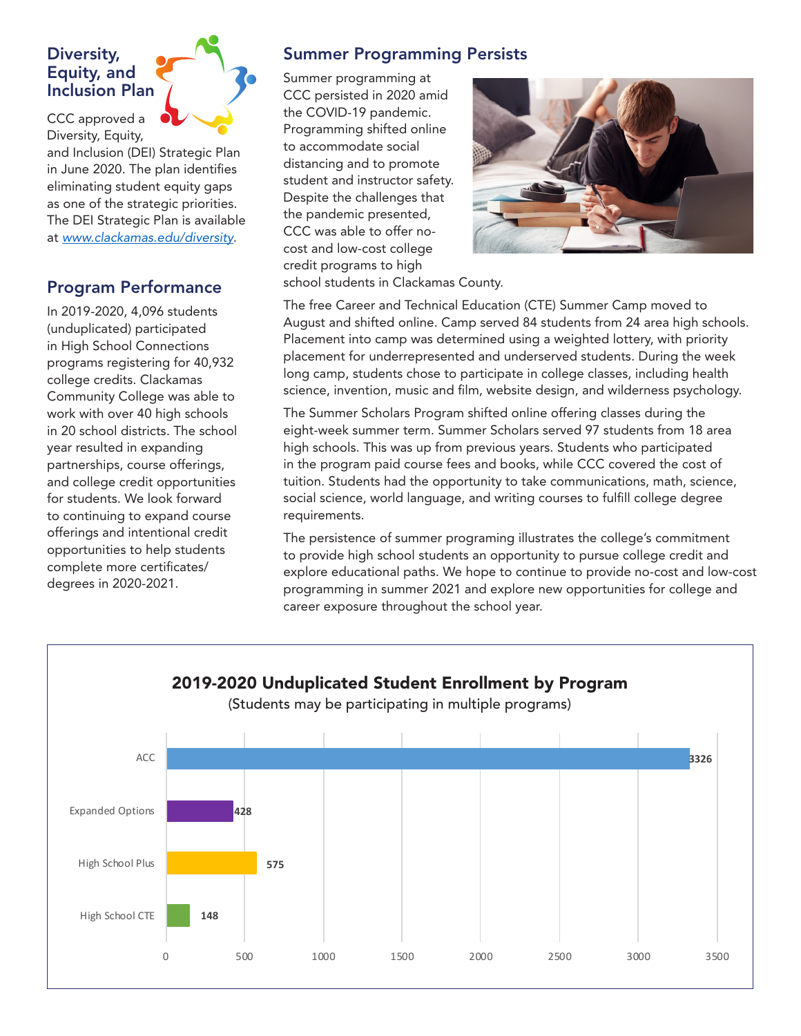## Diversity, Equity, and Inclusion Plan

CCC approved a Diversity, Equity, and Inclusion (DEI) Strategic Plan in June 2020. The plan identifies eliminating student equity gaps as one of the strategic priorities. The DEI Strategic Plan is available at *www.clackamas.edu/diversity*.

## Program Performance

In 2019-2020, 4,096 students (unduplicated) participated in High School Connections programs registering for 40,932 college credits. Clackamas Community College was able to work with over 40 high schools in 20 school districts. The school year resulted in expanding partnerships, course offerings, and college credit opportunities for students. We look forward to continuing to expand course offerings and intentional credit opportunities to help students complete more certificates/ degrees in 2020-2021.

## Summer Programming Persists

Summer programming at CCC persisted in 2020 amid the COVID-19 pandemic. Programming shifted online to accommodate social distancing and to promote student and instructor safety. Despite the challenges that the pandemic presented, CCC was able to offer no-cost and low-cost college credit programs to high school students in Clackamas County.

The free Career and Technical Education (CTE) Summer Camp moved to August and shifted online. Camp served 84 students from 24 area high schools. Placement into camp was determined using a weighted lottery, with priority placement for underrepresented and underserved students. During the week long camp, students chose to participate in college classes, including health science, invention, music and film, website design, and wilderness psychology.

The Summer Scholars Program shifted online offering classes during the eight-week summer term. Summer Scholars served 97 students from 18 area high schools. This was up from previous years. Students who participated in the program paid course fees and books, while CCC covered the cost of tuition. Students had the opportunity to take communications, math, science, social science, world language, and writing courses to fulfill college degree requirements.

The persistence of summer programing illustrates the college's commitment to provide high school students an opportunity to pursue college credit and explore educational paths. We hope to continue to provide no-cost and low-cost programming in summer 2021 and explore new opportunities for college and career exposure throughout the school year.

**2019-2020 Unduplicated Student Enrollment by Program**

(Students may be participating in multiple programs)

ACC 3326

Expanded Options 428

High School Plus 575

High School CTE 148

0 500 1000 1500 2000 2500 3000 3500